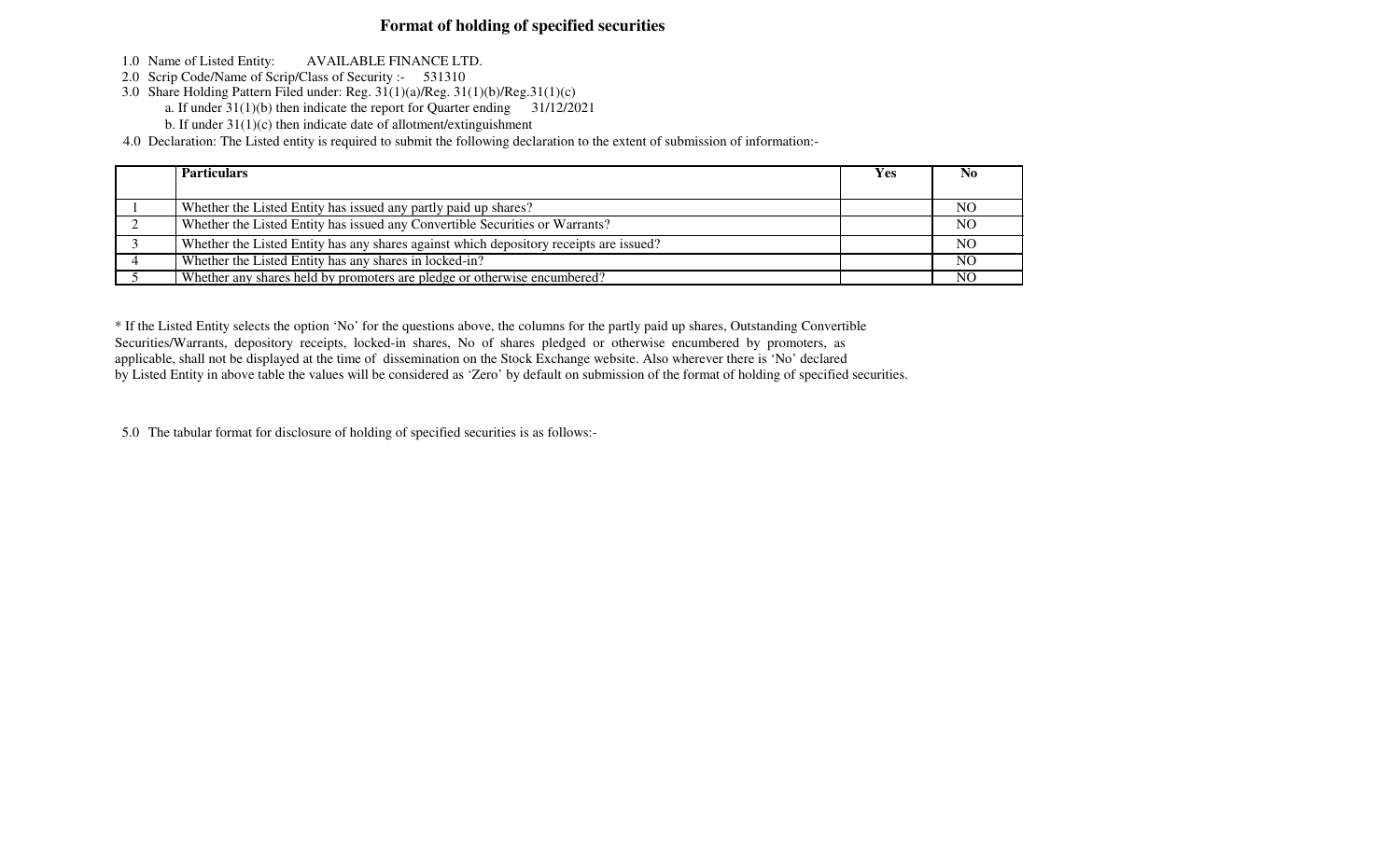# Format of holding of specified securities

1.0 Name of Listed Entity: AVAILABLE FINANCE LTD.

2.0 Scrip Code/Name of Scrip/Class of Security :- 531310

3.0 Share Holding Pattern Filed under: Reg. 31(1)(a)/Reg. 31(1)(b)/Reg.31(1)(c)

a. If under 31(1)(b) then indicate the report for Quarter ending 31/12/2021

b. If under 31(1)(c) then indicate date of allotment/extinguishment

4.0 Declaration: The Listed entity is required to submit the following declaration to the extent of submission of information:-

| | **Particulars** | **Yes** | **No** |
|---|---|---|---|
| 1 | Whether the Listed Entity has issued any partly paid up shares? | | NO |
| 2 | Whether the Listed Entity has issued any Convertible Securities or Warrants? | | NO |
| 3 | Whether the Listed Entity has any shares against which depository receipts are issued? | | NO |
| 4 | Whether the Listed Entity has any shares in locked-in? | | NO |
| 5 | Whether any shares held by promoters are pledge or otherwise encumbered? | | NO |

* If the Listed Entity selects the option 'No' for the questions above, the columns for the partly paid up shares, Outstanding Convertible Securities/Warrants, depository receipts, locked-in shares, No of shares pledged or otherwise encumbered by promoters, as applicable, shall not be displayed at the time of dissemination on the Stock Exchange website. Also wherever there is 'No' declared by Listed Entity in above table the values will be considered as 'Zero' by default on submission of the format of holding of specified securities.

5.0 The tabular format for disclosure of holding of specified securities is as follows:-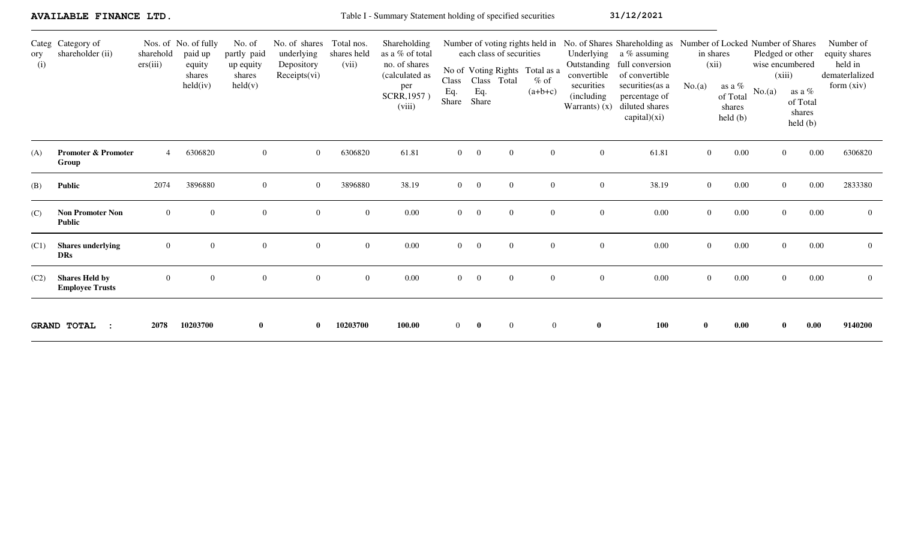**AVAILABLE FINANCE LTD.** Table I - Summary Statement holding of specified securities 31/12/2021

| Category (i) | Category of shareholder (ii) | Nos. of shareholders (iii) | No. of fully paid up equity shares held (iv) | No. of partly paid up equity shares held (v) | No. of shares underlying Depository Receipts (vi) | Total nos. shares held (vii) | Shareholding as a % of total no. of shares (calculated as per SCRR,1957) (viii) | Number of voting rights held in each class of securities | | | | No. of Shares Underlying Outstanding convertible securities (including Warrants) (x) | Shareholding as a % assuming full conversion of convertible securities(as a percentage of diluted shares capital)(xi) | Number of Locked in shares (xii) | | Number of Shares Pledged or other wise encumbered (xiii) | | Number of equity shares held in dematerlalized form (xiv) |
|---|---|---|---|---|---|---|---|---|---|---|---|---|---|---|---|---|---|---|
| | | | | | | | | No of Voting Rights | | | Total as a % of (a+b+c) | | | No.(a) | as a % of Total shares held (b) | No.(a) | as a % of Total shares held (b) | |
| | | | | | | | | Class Eq. Share | Class Eq. Share | Total | | | | | | | | |
| (A) | **Promoter & Promoter Group** | 4 | 6306820 | 0 | 0 | 6306820 | 61.81 | 0 | 0 | 0 | 0 | 0 | 61.81 | 0 | 0.00 | 0 | 0.00 | 6306820 |
| (B) | **Public** | 2074 | 3896880 | 0 | 0 | 3896880 | 38.19 | 0 | 0 | 0 | 0 | 0 | 38.19 | 0 | 0.00 | 0 | 0.00 | 2833380 |
| (C) | **Non Promoter Non Public** | 0 | 0 | 0 | 0 | 0 | 0.00 | 0 | 0 | 0 | 0 | 0 | 0.00 | 0 | 0.00 | 0 | 0.00 | 0 |
| (C1) | **Shares underlying DRs** | 0 | 0 | 0 | 0 | 0 | 0.00 | 0 | 0 | 0 | 0 | 0 | 0.00 | 0 | 0.00 | 0 | 0.00 | 0 |
| (C2) | **Shares Held by Employee Trusts** | 0 | 0 | 0 | 0 | 0 | 0.00 | 0 | 0 | 0 | 0 | 0 | 0.00 | 0 | 0.00 | 0 | 0.00 | 0 |
| **GRAND TOTAL :** | | **2078** | **10203700** | **0** | **0** | **10203700** | **100.00** | 0 | **0** | 0 | 0 | **0** | **100** | **0** | **0.00** | **0** | **0.00** | **9140200** |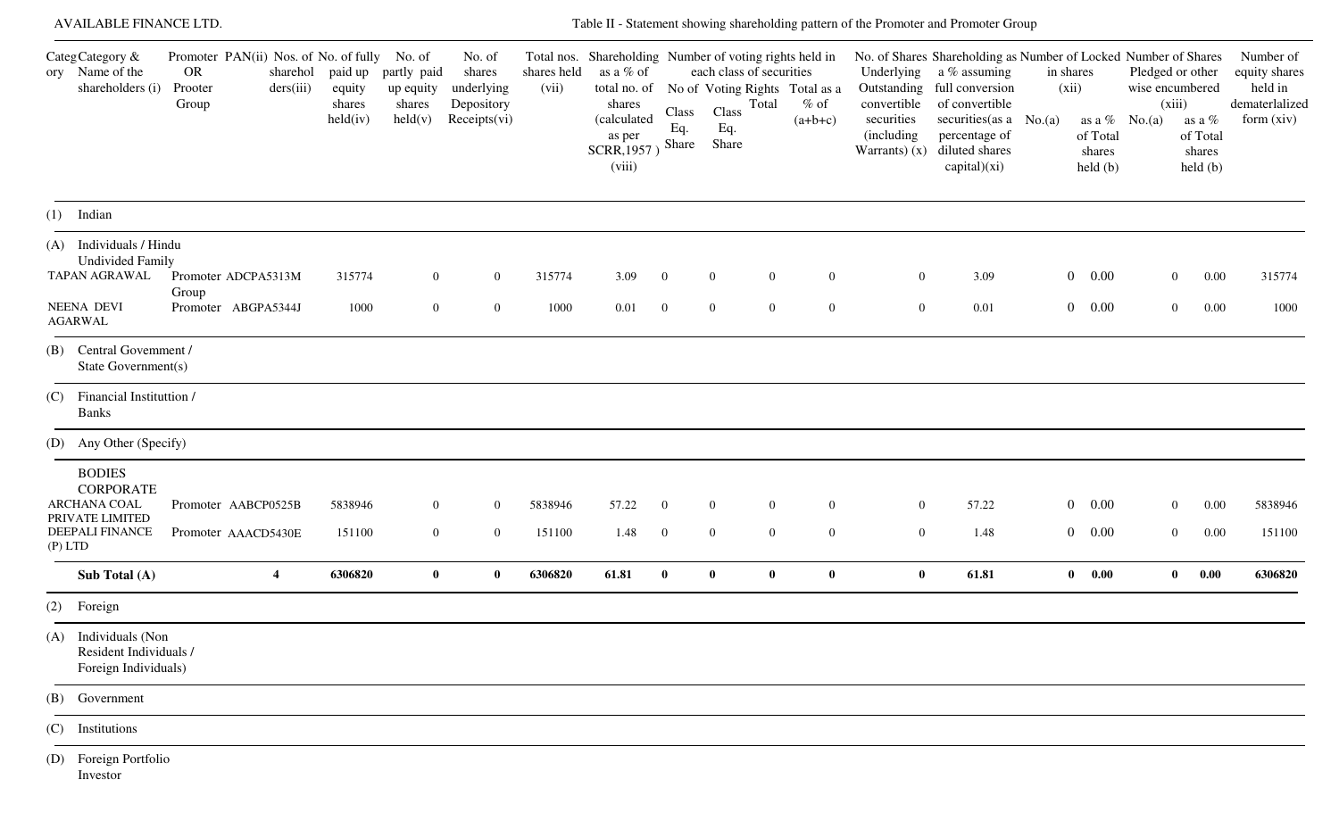AVAILABLE FINANCE LTD.

Table II - Statement showing shareholding pattern of the Promoter and Promoter Group

| Category | Category & Name of the shareholders (i) | Promoter OR Prooter Group | PAN(ii) | Nos. of sharehol ders(iii) | No. of fully paid up equity shares held(iv) | No. of partly paid up equity shares held(v) | No. of shares underlying Depository Receipts(vi) | Total nos. shares held (vii) | Shareholding as a % of total no. of shares (calculated as per SCRR,1957 ) (viii) | Number of voting rights held in each class of securities | | | | No. of Shares Underlying Outstanding convertible securities (including Warrants) (x) | Shareholding as a % assuming full conversion of convertible securities(as a percentage of diluted shares capital)(xi) | Number of Locked in shares (xii) | | Number of Shares Pledged or other wise encumbered (xiii) | | Number of equity shares held in dematerlalized form (xiv) |
|---|---|---|---|---|---|---|---|---|---|---|---|---|---|---|---|---|---|---|---|---|
| | | | | | | | | | | No of Voting Rights | | | Total as a % of (a+b+c) | | | No.(a) | as a % of Total shares held (b) | No.(a) | as a % of Total shares held (b) | |
| | | | | | | | | | | Class Eq. Share | Class Eq. Share | Total | | | | | | | | |
| (1) | Indian | | | | | | | | | | | | | | | | | | | |
| (A) | Individuals / Hindu Undivided Family | | | | | | | | | | | | | | | | | | | |
| | TAPAN AGRAWAL | Promoter Group | ADCPA5313M | | 315774 | 0 | 0 | 315774 | 3.09 | 0 | 0 | 0 | 0 | 0 | 3.09 | 0 | 0.00 | 0 | 0.00 | 315774 |
| | NEENA DEVI AGARWAL | Promoter | ABGPA5344J | | 1000 | 0 | 0 | 1000 | 0.01 | 0 | 0 | 0 | 0 | 0 | 0.01 | 0 | 0.00 | 0 | 0.00 | 1000 |
| (B) | Central Govemment / State Government(s) | | | | | | | | | | | | | | | | | | | |
| (C) | Financial Instituttion / Banks | | | | | | | | | | | | | | | | | | | |
| (D) | Any Other (Specify) | | | | | | | | | | | | | | | | | | | |
| | BODIES CORPORATE | | | | | | | | | | | | | | | | | | | |
| | ARCHANA COAL PRIVATE LIMITED | Promoter | AABCP0525B | | 5838946 | 0 | 0 | 5838946 | 57.22 | 0 | 0 | 0 | 0 | 0 | 57.22 | 0 | 0.00 | 0 | 0.00 | 5838946 |
| | DEEPALI FINANCE (P) LTD | Promoter | AAACD5430E | | 151100 | 0 | 0 | 151100 | 1.48 | 0 | 0 | 0 | 0 | 0 | 1.48 | 0 | 0.00 | 0 | 0.00 | 151100 |
| | **Sub Total (A)** | | | **4** | **6306820** | **0** | **0** | **6306820** | **61.81** | **0** | **0** | **0** | **0** | **0** | **61.81** | **0** | **0.00** | **0** | **0.00** | **6306820** |
| (2) | Foreign | | | | | | | | | | | | | | | | | | | |
| (A) | Individuals (Non Resident Individuals / Foreign Individuals) | | | | | | | | | | | | | | | | | | | |
| (B) | Government | | | | | | | | | | | | | | | | | | | |
| (C) | Institutions | | | | | | | | | | | | | | | | | | | |
| (D) | Foreign Portfolio Investor | | | | | | | | | | | | | | | | | | | |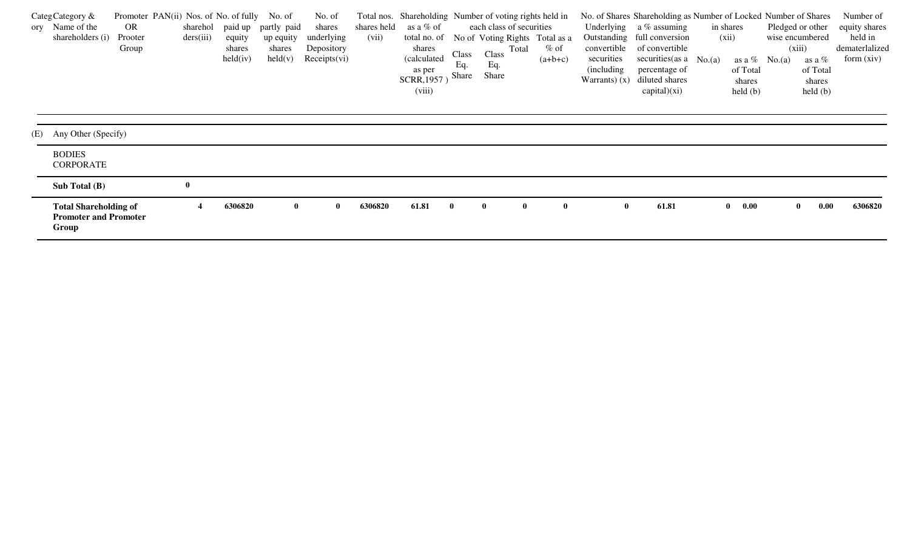| Category | Category & Name of the shareholders (i) | Promoter OR Prooter Group | PAN(ii) | Nos. of shareholders(iii) | No. of fully paid up equity shares held(iv) | No. of partly paid up equity shares held(v) | No. of shares underlying Depository Receipts(vi) | Total nos. shares held (vii) | Shareholding as a % of total no. of shares (calculated as per SCRR,1957 ) (viii) | Number of voting rights held in each class of securities | | | | No. of Shares Underlying Outstanding convertible securities (including Warrants) (x) | Shareholding as a % assuming full conversion of convertible securities(as a percentage of diluted shares capital)(xi) | Number of Locked in shares (xii) | | Number of Shares Pledged or other wise encumbered (xiii) | | Number of equity shares held in dematerlalized form (xiv) |
|---|---|---|---|---|---|---|---|---|---|---|---|---|---|---|---|---|---|---|---|---|
| | | | | | | | | | | No of Voting Rights | | | Total as a % of (a+b+c) | | | No.(a) | as a % of Total shares held (b) | No.(a) | as a % of Total shares held (b) | |
| | | | | | | | | | | Class Eq. Share | Class Eq. Share | Total | | | | | | | | |
| (E) | Any Other (Specify) | | | | | | | | | | | | | | | | | | | |
| | BODIES CORPORATE | | | | | | | | | | | | | | | | | | | |
| | **Sub Total (B)** | | | **0** | | | | | | | | | | | | | | | | |
| | **Total Shareholding of Promoter and Promoter Group** | | | **4** | **6306820** | **0** | **0** | **6306820** | **61.81** | **0** | **0** | **0** | **0** | **0** | **61.81** | **0** | **0.00** | **0** | **0.00** | **6306820** |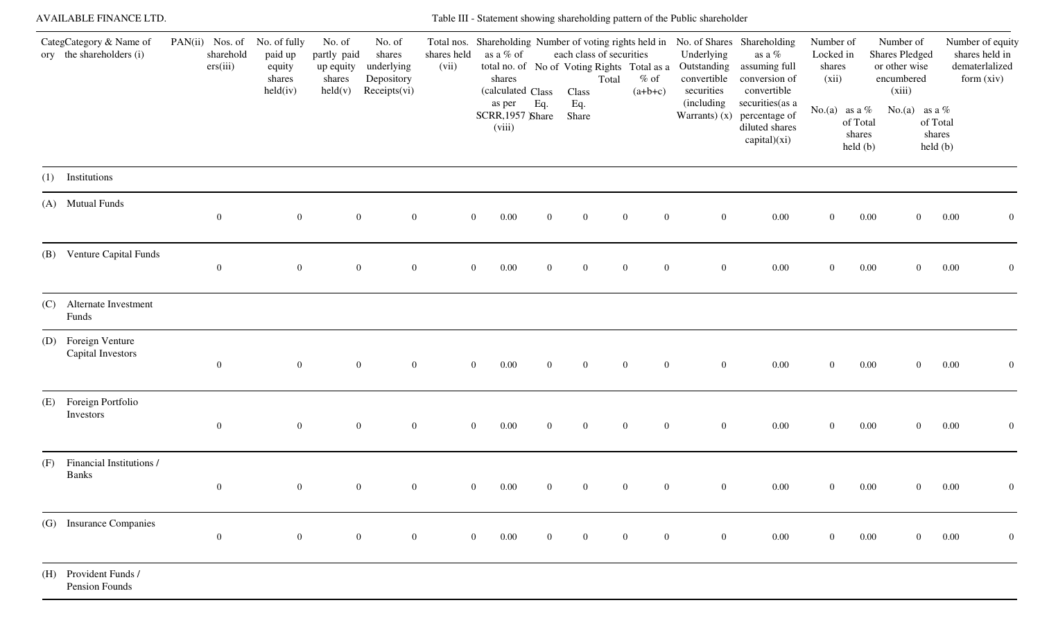AVAILABLE FINANCE LTD.

Table III - Statement showing shareholding pattern of the Public shareholder

| Category | Category & Name of the shareholders (i) | PAN(ii) | Nos. of shareholders(iii) | No. of fully paid up equity shares held(iv) | No. of partly paid up equity shares held(v) | No. of shares underlying Depository Receipts(vi) | Total nos. shares held (vii) | Shareholding as a % of total no. of shares (calculated as per SCRR,1957 ) (viii) | Number of voting rights held in each class of securities | | | | No. of Shares Underlying Outstanding convertible securities (including Warrants) (x) | Shareholding as a % assuming full conversion of convertible securities(as a percentage of diluted shares capital)(xi) | Number of Locked in shares (xii) | | Number of Shares Pledged or other wise encumbered (xiii) | | Number of equity shares held in dematerlalized form (xiv) |
|---|---|---|---|---|---|---|---|---|---|---|---|---|---|---|---|---|---|---|---|
| | | | | | | | | | No of Voting Rights | | | Total as a % of (a+b+c) | | | No.(a) | as a % of Total shares held (b) | No.(a) | as a % of Total shares held (b) | |
| | | | | | | | | | Class Eq. Share | Class Eq. Share | Total | | | | | | | | |
| (1) | Institutions | | | | | | | | | | | | | | | | | | |
| (A) | Mutual Funds | | 0 | 0 | 0 | 0 | 0 | 0.00 | 0 | 0 | 0 | 0 | 0 | 0.00 | 0 | 0.00 | 0 | 0.00 | 0 |
| (B) | Venture Capital Funds | | 0 | 0 | 0 | 0 | 0 | 0.00 | 0 | 0 | 0 | 0 | 0 | 0.00 | 0 | 0.00 | 0 | 0.00 | 0 |
| (C) | Alternate Investment Funds | | | | | | | | | | | | | | | | | | |
| (D) | Foreign Venture Capital Investors | | 0 | 0 | 0 | 0 | 0 | 0.00 | 0 | 0 | 0 | 0 | 0 | 0.00 | 0 | 0.00 | 0 | 0.00 | 0 |
| (E) | Foreign Portfolio Investors | | 0 | 0 | 0 | 0 | 0 | 0.00 | 0 | 0 | 0 | 0 | 0 | 0.00 | 0 | 0.00 | 0 | 0.00 | 0 |
| (F) | Financial Institutions / Banks | | 0 | 0 | 0 | 0 | 0 | 0.00 | 0 | 0 | 0 | 0 | 0 | 0.00 | 0 | 0.00 | 0 | 0.00 | 0 |
| (G) | Insurance Companies | | 0 | 0 | 0 | 0 | 0 | 0.00 | 0 | 0 | 0 | 0 | 0 | 0.00 | 0 | 0.00 | 0 | 0.00 | 0 |
| (H) | Provident Funds / Pension Founds | | | | | | | | | | | | | | | | | | |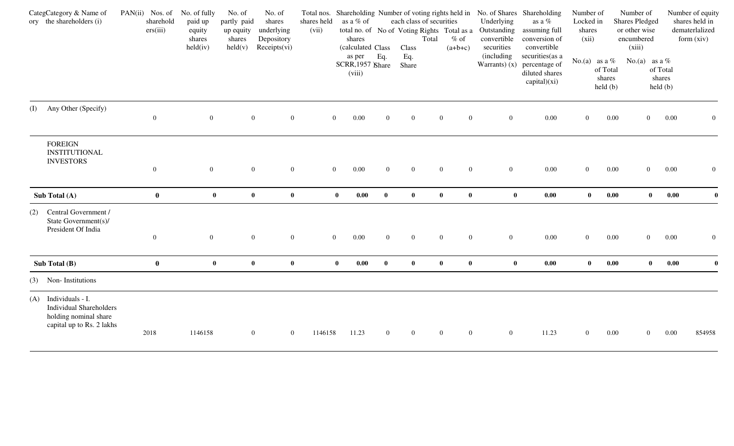| Category | Category & Name of the shareholders (i) | PAN(ii) | Nos. of shareholders(iii) | No. of fully paid up equity shares held(iv) | No. of partly paid up equity shares held(v) | No. of shares underlying Depository Receipts(vi) | Total nos. shares held (vii) | Shareholding as a % of total no. of shares (calculated as per SCRR,1957 ) (viii) | Number of voting rights held in each class of securities | | | | No. of Shares Underlying Outstanding convertible securities (including Warrants) (x) | Shareholding as a % assuming full conversion of convertible securities(as a percentage of diluted shares capital)(xi) | Number of Locked in shares (xii) | | Number of Shares Pledged or other wise encumbered (xiii) | | Number of equity shares held in dematerlalized form (xiv) |
|---|---|---|---|---|---|---|---|---|---|---|---|---|---|---|---|---|---|---|---|
| | | | | | | | | | No of Voting Rights | | | Total as a % of (a+b+c) | | | No.(a) | as a % of Total shares held (b) | No.(a) | as a % of Total shares held (b) | |
| | | | | | | | | | Class Eq. Share | Class Eq. Share | Total | | | | | | | | |
| (I) | Any Other (Specify) | | 0 | 0 | 0 | 0 | 0 | 0.00 | 0 | 0 | 0 | 0 | 0 | 0.00 | 0 | 0.00 | 0 | 0.00 | 0 |
| | FOREIGN INSTITUTIONAL INVESTORS | | 0 | 0 | 0 | 0 | 0 | 0.00 | 0 | 0 | 0 | 0 | 0 | 0.00 | 0 | 0.00 | 0 | 0.00 | 0 |
| **Sub Total (A)** | | | **0** | **0** | **0** | **0** | **0** | **0.00** | **0** | **0** | **0** | **0** | **0** | **0.00** | **0** | **0.00** | **0** | **0.00** | **0** |
| (2) | Central Government / State Government(s)/ President Of India | | 0 | 0 | 0 | 0 | 0 | 0.00 | 0 | 0 | 0 | 0 | 0 | 0.00 | 0 | 0.00 | 0 | 0.00 | 0 |
| **Sub Total (B)** | | | **0** | **0** | **0** | **0** | **0** | **0.00** | **0** | **0** | **0** | **0** | **0** | **0.00** | **0** | **0.00** | **0** | **0.00** | **0** |
| (3) | Non- Institutions | | | | | | | | | | | | | | | | | | |
| (A) | Individuals - I. Individual Shareholders holding nominal share capital up to Rs. 2 lakhs | | 2018 | 1146158 | 0 | 0 | 1146158 | 11.23 | 0 | 0 | 0 | 0 | 0 | 11.23 | 0 | 0.00 | 0 | 0.00 | 854958 |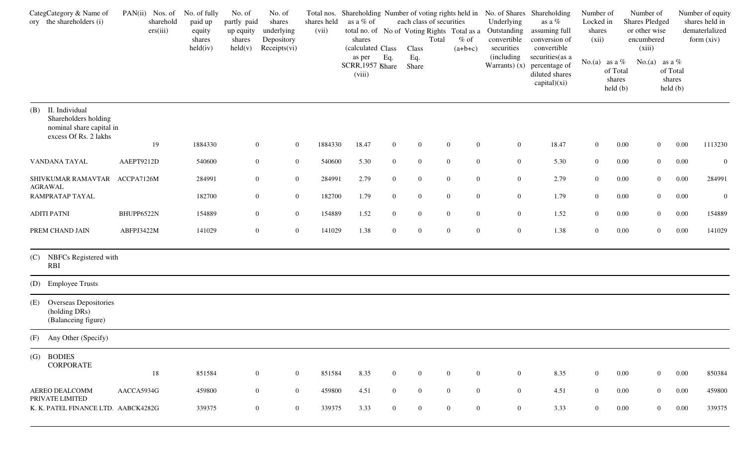| Category | Category & Name of the shareholders (i) | PAN(ii) | Nos. of shareholders(iii) | No. of fully paid up equity shares held(iv) | No. of partly paid up equity shares held(v) | No. of shares underlying Depository Receipts(vi) | Total nos. shares held (vii) | Shareholding as a % of total no. of shares (calculated as per SCRR,1957 ) (viii) | Number of voting rights held in each class of securities | | | | No. of Shares Underlying Outstanding convertible securities (including Warrants) (x) | Shareholding as a % assuming full conversion of convertible securities(as a percentage of diluted shares capital)(xi) | Number of Locked in shares (xii) | | Number of Shares Pledged or other wise encumbered (xiii) | | Number of equity shares held in dematerlalized form (xiv) |
|---|---|---|---|---|---|---|---|---|---|---|---|---|---|---|---|---|---|---|---|
| | | | | | | | | | No of Voting Rights | | | Total as a % of (a+b+c) | | | No.(a) | as a % of Total shares held (b) | No.(a) | as a % of Total shares held (b) | |
| | | | | | | | | | Class Eq. Share | Class Eq. Share | Total | | | | | | | | |
| (B) | II. Individual Shareholders holding nominal share capital in excess Of Rs. 2 lakhs | | 19 | 1884330 | 0 | 0 | 1884330 | 18.47 | 0 | 0 | 0 | 0 | 0 | 18.47 | 0 | 0.00 | 0 | 0.00 | 1113230 |
| | VANDANA TAYAL | AAEPT9212D | | 540600 | 0 | 0 | 540600 | 5.30 | 0 | 0 | 0 | 0 | 0 | 5.30 | 0 | 0.00 | 0 | 0.00 | 0 |
| | SHIVKUMAR RAMAVTAR AGRAWAL | ACCPA7126M | | 284991 | 0 | 0 | 284991 | 2.79 | 0 | 0 | 0 | 0 | 0 | 2.79 | 0 | 0.00 | 0 | 0.00 | 284991 |
| | RAMPRATAP TAYAL | | | 182700 | 0 | 0 | 182700 | 1.79 | 0 | 0 | 0 | 0 | 0 | 1.79 | 0 | 0.00 | 0 | 0.00 | 0 |
| | ADITI PATNI | BHUPP6522N | | 154889 | 0 | 0 | 154889 | 1.52 | 0 | 0 | 0 | 0 | 0 | 1.52 | 0 | 0.00 | 0 | 0.00 | 154889 |
| | PREM CHAND JAIN | ABFPJ3422M | | 141029 | 0 | 0 | 141029 | 1.38 | 0 | 0 | 0 | 0 | 0 | 1.38 | 0 | 0.00 | 0 | 0.00 | 141029 |
| (C) | NBFCs Registered with RBI | | | | | | | | | | | | | | | | | | |
| (D) | Employee Trusts | | | | | | | | | | | | | | | | | | |
| (E) | Overseas Depositories (holding DRs) (Balanceing figure) | | | | | | | | | | | | | | | | | | |
| (F) | Any Other (Specify) | | | | | | | | | | | | | | | | | | |
| (G) | BODIES CORPORATE | | 18 | 851584 | 0 | 0 | 851584 | 8.35 | 0 | 0 | 0 | 0 | 0 | 8.35 | 0 | 0.00 | 0 | 0.00 | 850384 |
| | AEREO DEALCOMM PRIVATE LIMITED | AACCA5934G | | 459800 | 0 | 0 | 459800 | 4.51 | 0 | 0 | 0 | 0 | 0 | 4.51 | 0 | 0.00 | 0 | 0.00 | 459800 |
| | K. K. PATEL FINANCE LTD. | AABCK4282G | | 339375 | 0 | 0 | 339375 | 3.33 | 0 | 0 | 0 | 0 | 0 | 3.33 | 0 | 0.00 | 0 | 0.00 | 339375 |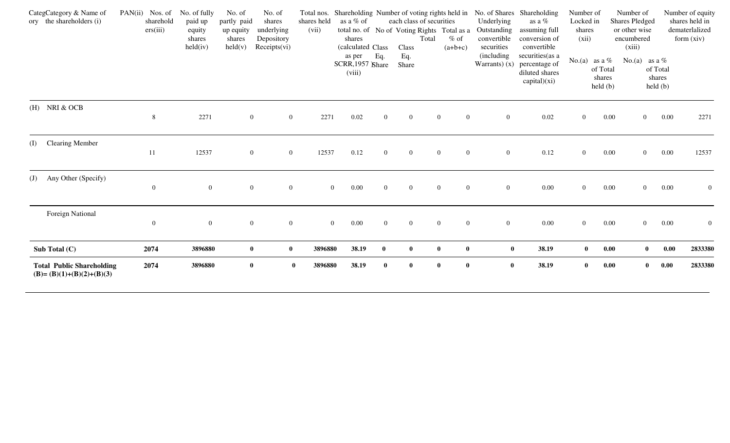| Category | Category & Name of the shareholders (i) | PAN(ii) | Nos. of shareholders(iii) | No. of fully paid up equity shares held(iv) | No. of partly paid up equity shares held(v) | No. of shares underlying Depository Receipts(vi) | Total nos. shares held (vii) | Shareholding as a % of total no. of shares (calculated as per SCRR,1957 ) (viii) | Number of voting rights held in each class of securities | | | | No. of Shares Underlying Outstanding convertible securities (including Warrants) (x) | Shareholding as a % assuming full conversion of convertible securities(as a percentage of diluted shares capital)(xi) | Number of Locked in shares (xii) | | Number of Shares Pledged or other wise encumbered (xiii) | | Number of equity shares held in dematerlalized form (xiv) |
|---|---|---|---|---|---|---|---|---|---|---|---|---|---|---|---|---|---|---|---|
| | | | | | | | | | No of Voting Rights | | | Total as a % of (a+b+c) | | | No.(a) | as a % of Total shares held (b) | No.(a) | as a % of Total shares held (b) | |
| | | | | | | | | | Class Eq. Share | Class Eq. Share | Total | | | | | | | | |
| (H) | NRI & OCB | | 8 | 2271 | 0 | 0 | 2271 | 0.02 | 0 | 0 | 0 | 0 | 0 | 0.02 | 0 | 0.00 | 0 | 0.00 | 2271 |
| (I) | Clearing Member | | 11 | 12537 | 0 | 0 | 12537 | 0.12 | 0 | 0 | 0 | 0 | 0 | 0.12 | 0 | 0.00 | 0 | 0.00 | 12537 |
| (J) | Any Other (Specify) | | 0 | 0 | 0 | 0 | 0 | 0.00 | 0 | 0 | 0 | 0 | 0 | 0.00 | 0 | 0.00 | 0 | 0.00 | 0 |
| | Foreign National | | 0 | 0 | 0 | 0 | 0 | 0.00 | 0 | 0 | 0 | 0 | 0 | 0.00 | 0 | 0.00 | 0 | 0.00 | 0 |
| **Sub Total (C)** | | | **2074** | **3896880** | **0** | **0** | **3896880** | **38.19** | **0** | **0** | **0** | **0** | **0** | **38.19** | **0** | **0.00** | **0** | **0.00** | **2833380** |
| **Total Public Shareholding (B)= (B)(1)+(B)(2)+(B)(3)** | | | **2074** | **3896880** | **0** | **0** | **3896880** | **38.19** | **0** | **0** | **0** | **0** | **0** | **38.19** | **0** | **0.00** | **0** | **0.00** | **2833380** |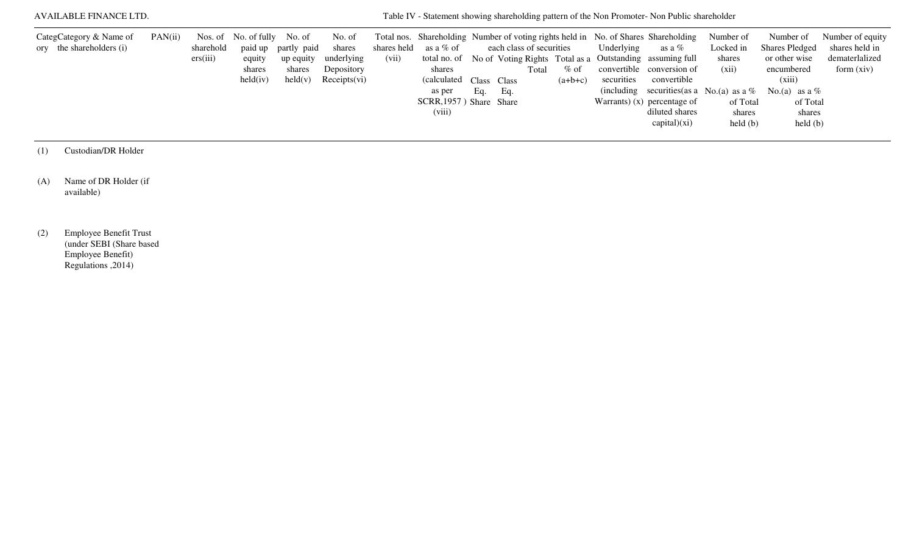AVAILABLE FINANCE LTD.

Table IV - Statement showing shareholding pattern of the Non Promoter- Non Public shareholder

| Category | Category & Name of the shareholders (i) | PAN(ii) | Nos. of shareholders(iii) | No. of fully paid up equity shares held(iv) | No. of partly paid up equity shares held(v) | No. of shares underlying Depository Receipts(vi) | Total nos. shares held (vii) | Shareholding as a % of total no. of shares (calculated as per SCRR,1957 ) (viii) | Number of voting rights held in each class of securities | | | | No. of Shares Underlying Outstanding convertible securities (including Warrants) (x) | Shareholding as a % assuming full conversion of convertible securities(as a percentage of diluted shares capital)(xi) | Number of Locked in shares (xii) | | Number of Shares Pledged or other wise encumbered (xiii) | | Number of equity shares held in dematerlalized form (xiv) |
|---|---|---|---|---|---|---|---|---|---|---|---|---|---|---|---|---|---|---|---|
| | | | | | | | | | No of Voting Rights | | | Total as a % of (a+b+c) | | | | | | | |
| | | | | | | | | | Class Eq. Share | Class Eq. Share | Total | | | | No.(a) | as a % of Total shares held (b) | No.(a) | as a % of Total shares held (b) | |
| (1) | Custodian/DR Holder | | | | | | | | | | | | | | | | | | |
| (A) | Name of DR Holder (if available) | | | | | | | | | | | | | | | | | | |
| (2) | Employee Benefit Trust (under SEBI (Share based Employee Benefit) Regulations ,2014) | | | | | | | | | | | | | | | | | | |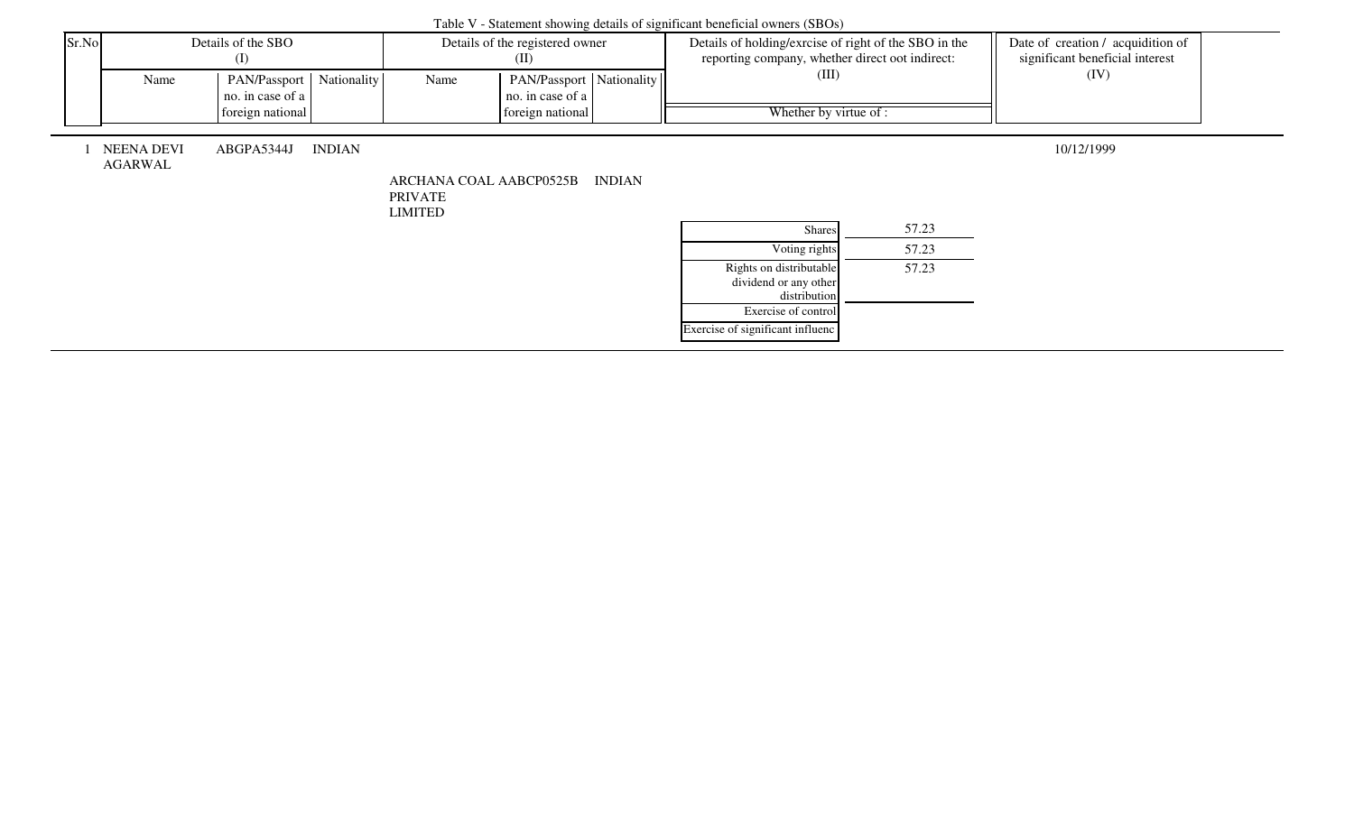Table V - Statement showing details of significant beneficial owners (SBOs)

| Sr.No | Details of the SBO (I) | | | Details of the registered owner (II) | | | Details of holding/exrcise of right of the SBO in the reporting company, whether direct oot indirect: (III) | | Date of creation / acquidition of significant beneficial interest (IV) |
|---|---|---|---|---|---|---|---|---|---|
| | Name | PAN/Passport no. in case of a foreign national | Nationality | Name | PAN/Passport no. in case of a foreign national | Nationality | Whether by virtue of : | | |
| 1 | NEENA DEVI AGARWAL | ABGPA5344J | INDIAN | | | | | | 10/12/1999 |
| | | | | ARCHANA COAL PRIVATE LIMITED | AABCP0525B | INDIAN | | | |
| | | | | | | | Shares | 57.23 | |
| | | | | | | | Voting rights | 57.23 | |
| | | | | | | | Rights on distributable dividend or any other distribution | 57.23 | |
| | | | | | | | Exercise of control | | |
| | | | | | | | Exercise of significant influenc | | |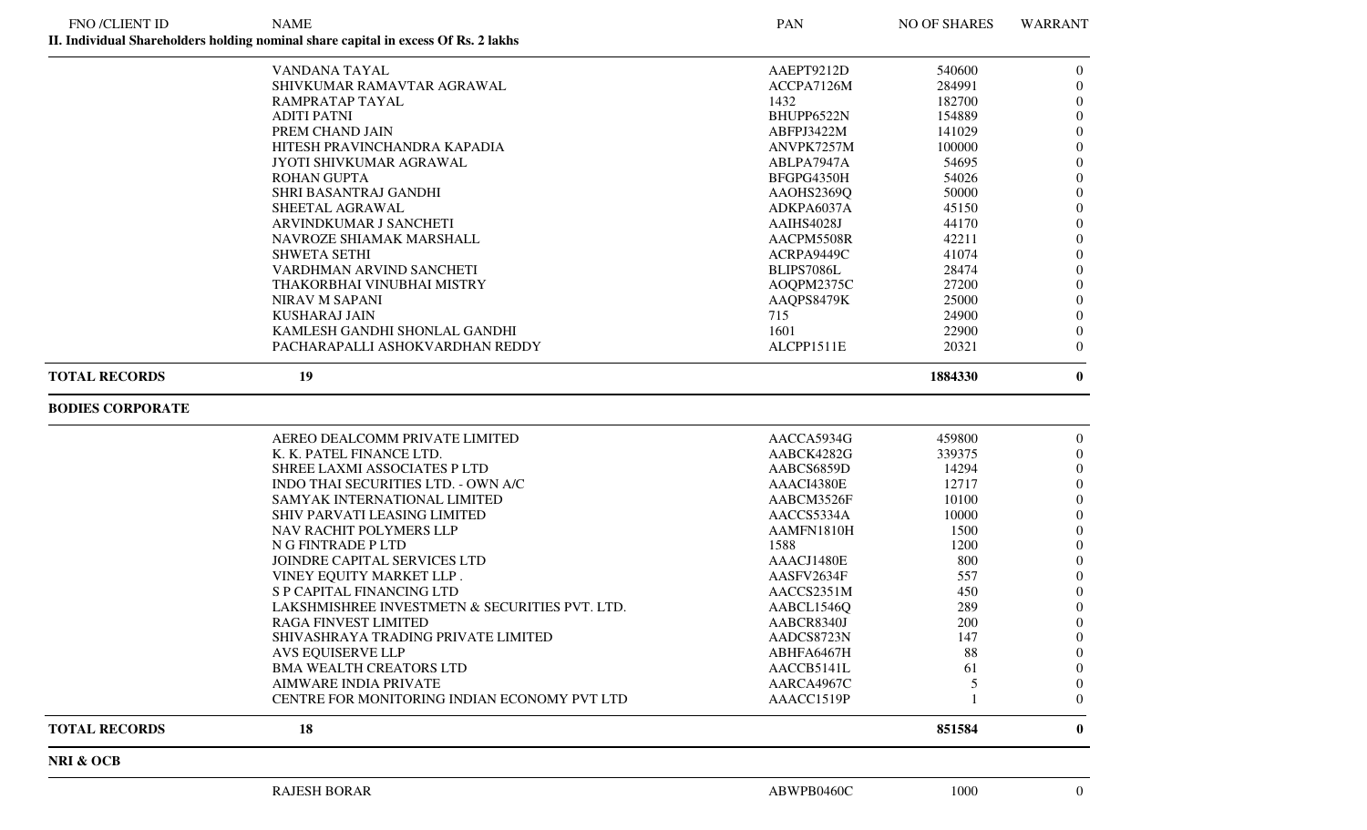| FNO /CLIENT ID | NAME | PAN | NO OF SHARES | WARRANT |
|---|---|---|---|---|
| **II. Individual Shareholders holding nominal share capital in excess Of Rs. 2 lakhs** | | | | |
| | VANDANA TAYAL | AAEPT9212D | 540600 | 0 |
| | SHIVKUMAR RAMAVTAR AGRAWAL | ACCPA7126M | 284991 | 0 |
| | RAMPRATAP TAYAL | 1432 | 182700 | 0 |
| | ADITI PATNI | BHUPP6522N | 154889 | 0 |
| | PREM CHAND JAIN | ABFPJ3422M | 141029 | 0 |
| | HITESH PRAVINCHANDRA KAPADIA | ANVPK7257M | 100000 | 0 |
| | JYOTI SHIVKUMAR AGRAWAL | ABLPA7947A | 54695 | 0 |
| | ROHAN GUPTA | BFGPG4350H | 54026 | 0 |
| | SHRI BASANTRAJ GANDHI | AAOHS2369Q | 50000 | 0 |
| | SHEETAL AGRAWAL | ADKPA6037A | 45150 | 0 |
| | ARVINDKUMAR J SANCHETI | AAIHS4028J | 44170 | 0 |
| | NAVROZE SHIAMAK MARSHALL | AACPM5508R | 42211 | 0 |
| | SHWETA SETHI | ACRPA9449C | 41074 | 0 |
| | VARDHMAN ARVIND SANCHETI | BLIPS7086L | 28474 | 0 |
| | THAKORBHAI VINUBHAI MISTRY | AOQPM2375C | 27200 | 0 |
| | NIRAV M SAPANI | AAQPS8479K | 25000 | 0 |
| | KUSHARAJ JAIN | 715 | 24900 | 0 |
| | KAMLESH GANDHI SHONLAL GANDHI | 1601 | 22900 | 0 |
| | PACHARAPALLI ASHOKVARDHAN REDDY | ALCPP1511E | 20321 | 0 |
| **TOTAL RECORDS** | **19** | | **1884330** | **0** |
| **BODIES CORPORATE** | | | | |
| | AEREO DEALCOMM PRIVATE LIMITED | AACCA5934G | 459800 | 0 |
| | K. K. PATEL FINANCE LTD. | AABCK4282G | 339375 | 0 |
| | SHREE LAXMI ASSOCIATES P LTD | AABCS6859D | 14294 | 0 |
| | INDO THAI SECURITIES LTD. - OWN A/C | AAACI4380E | 12717 | 0 |
| | SAMYAK INTERNATIONAL LIMITED | AABCM3526F | 10100 | 0 |
| | SHIV PARVATI LEASING LIMITED | AACCS5334A | 10000 | 0 |
| | NAV RACHIT POLYMERS LLP | AAMFN1810H | 1500 | 0 |
| | N G FINTRADE P LTD | 1588 | 1200 | 0 |
| | JOINDRE CAPITAL SERVICES LTD | AAACJ1480E | 800 | 0 |
| | VINEY EQUITY MARKET LLP . | AASFV2634F | 557 | 0 |
| | S P CAPITAL FINANCING LTD | AACCS2351M | 450 | 0 |
| | LAKSHMISHREE INVESTMETN & SECURITIES PVT. LTD. | AABCL1546Q | 289 | 0 |
| | RAGA FINVEST LIMITED | AABCR8340J | 200 | 0 |
| | SHIVASHRAYA TRADING PRIVATE LIMITED | AADCS8723N | 147 | 0 |
| | AVS EQUISERVE LLP | ABHFA6467H | 88 | 0 |
| | BMA WEALTH CREATORS LTD | AACCB5141L | 61 | 0 |
| | AIMWARE INDIA PRIVATE | AARCA4967C | 5 | 0 |
| | CENTRE FOR MONITORING INDIAN ECONOMY PVT LTD | AAACC1519P | 1 | 0 |
| **TOTAL RECORDS** | **18** | | **851584** | **0** |
| **NRI & OCB** | | | | |
| | RAJESH BORAR | ABWPB0460C | 1000 | 0 |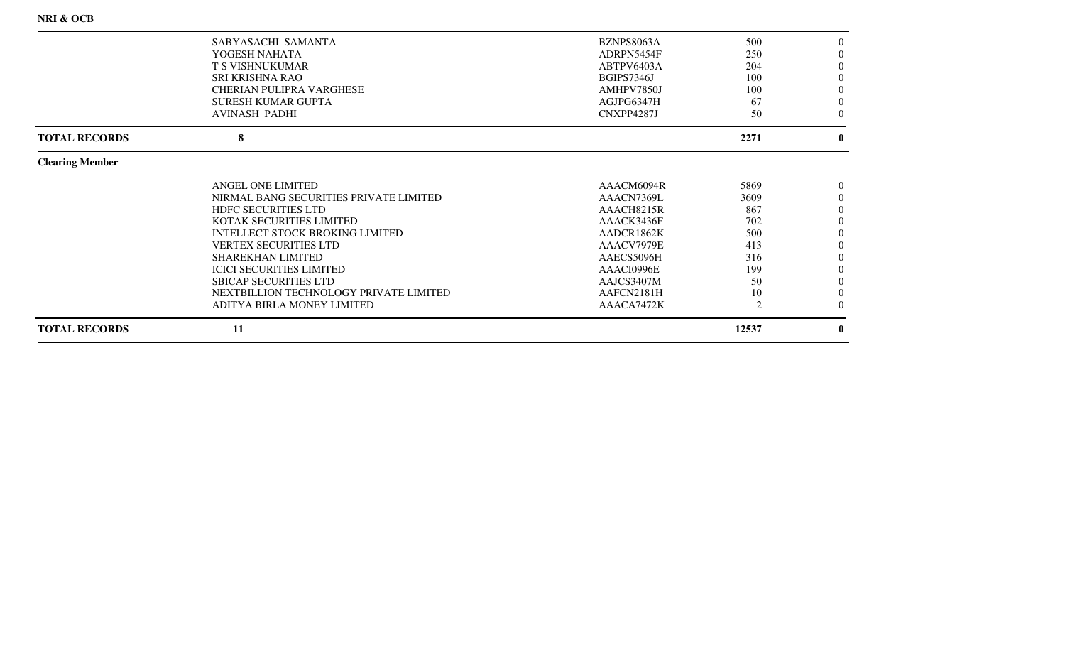**NRI & OCB**

| | | | | |
|---|---|---|---|---|
| | SABYASACHI SAMANTA | BZNPS8063A | 500 | 0 |
| | YOGESH NAHATA | ADRPN5454F | 250 | 0 |
| | T S VISHNUKUMAR | ABTPV6403A | 204 | 0 |
| | SRI KRISHNA RAO | BGIPS7346J | 100 | 0 |
| | CHERIAN PULIPRA VARGHESE | AMHPV7850J | 100 | 0 |
| | SURESH KUMAR GUPTA | AGJPG6347H | 67 | 0 |
| | AVINASH PADHI | CNXPP4287J | 50 | 0 |
| **TOTAL RECORDS** | **8** | | **2271** | **0** |

**Clearing Member**

| | | | | |
|---|---|---|---|---|
| | ANGEL ONE LIMITED | AAACM6094R | 5869 | 0 |
| | NIRMAL BANG SECURITIES PRIVATE LIMITED | AAACN7369L | 3609 | 0 |
| | HDFC SECURITIES LTD | AAACH8215R | 867 | 0 |
| | KOTAK SECURITIES LIMITED | AAACK3436F | 702 | 0 |
| | INTELLECT STOCK BROKING LIMITED | AADCR1862K | 500 | 0 |
| | VERTEX SECURITIES LTD | AAACV7979E | 413 | 0 |
| | SHAREKHAN LIMITED | AAECS5096H | 316 | 0 |
| | ICICI SECURITIES LIMITED | AAACI0996E | 199 | 0 |
| | SBICAP SECURITIES LTD | AAJCS3407M | 50 | 0 |
| | NEXTBILLION TECHNOLOGY PRIVATE LIMITED | AAFCN2181H | 10 | 0 |
| | ADITYA BIRLA MONEY LIMITED | AAACA7472K | 2 | 0 |
| **TOTAL RECORDS** | **11** | | **12537** | **0** |